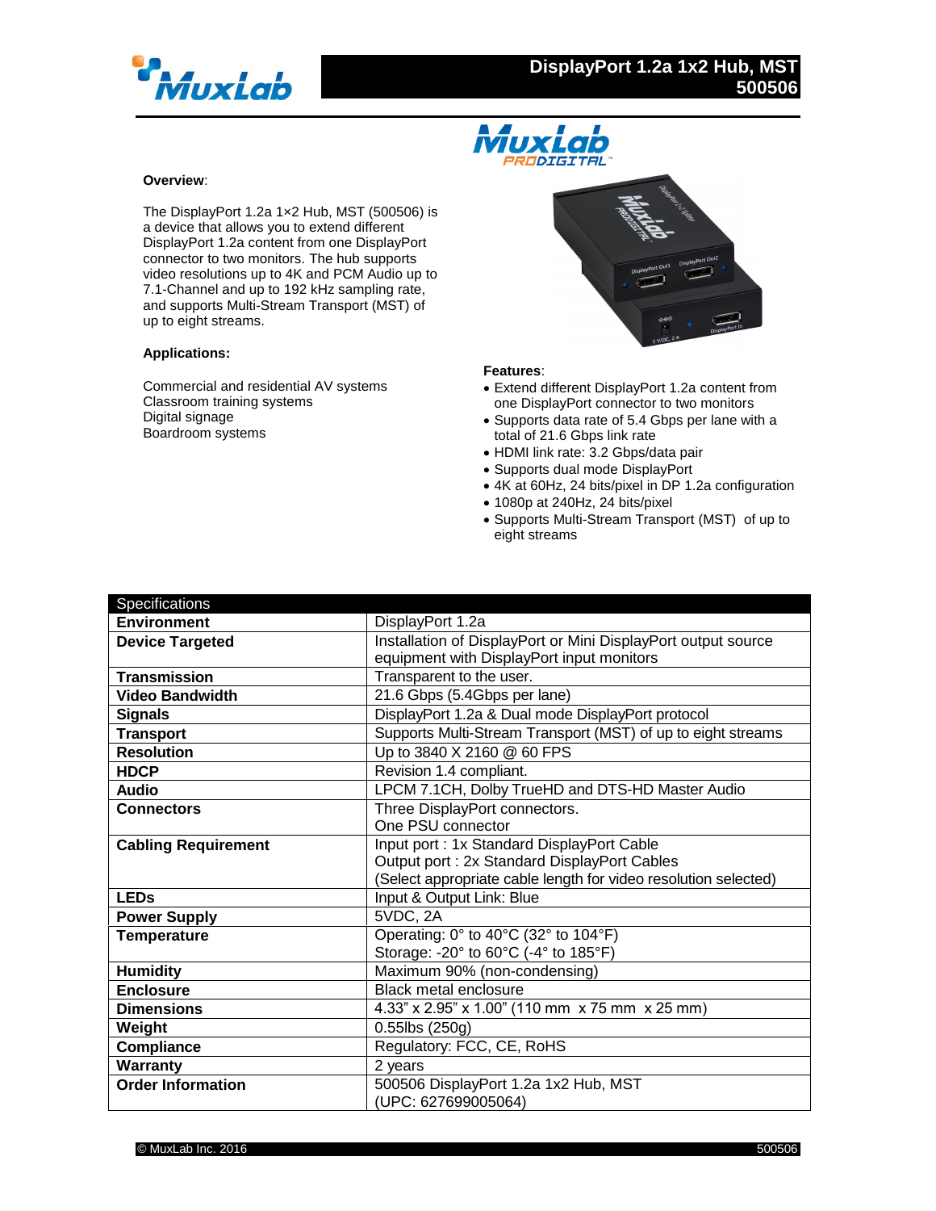# DisplayPort 1.2a 1x2 Hub, MST
## 500506

**Overview**:

The DisplayPort 1.2a 1×2 Hub, MST (500506) is a device that allows you to extend different DisplayPort 1.2a content from one DisplayPort connector to two monitors. The hub supports video resolutions up to 4K and PCM Audio up to 7.1-Channel and up to 192 kHz sampling rate, and supports Multi-Stream Transport (MST) of up to eight streams.

**Applications:**

Commercial and residential AV systems
Classroom training systems
Digital signage
Boardroom systems

**Features**:

- Extend different DisplayPort 1.2a content from one DisplayPort connector to two monitors
- Supports data rate of 5.4 Gbps per lane with a total of 21.6 Gbps link rate
- HDMI link rate: 3.2 Gbps/data pair
- Supports dual mode DisplayPort
- 4K at 60Hz, 24 bits/pixel in DP 1.2a configuration
- 1080p at 240Hz, 24 bits/pixel
- Supports Multi-Stream Transport (MST) of up to eight streams

| Specifications | |
|---|---|
| **Environment** | DisplayPort 1.2a |
| **Device Targeted** | Installation of DisplayPort or Mini DisplayPort output source equipment with DisplayPort input monitors |
| **Transmission** | Transparent to the user. |
| **Video Bandwidth** | 21.6 Gbps (5.4Gbps per lane) |
| **Signals** | DisplayPort 1.2a & Dual mode DisplayPort protocol |
| **Transport** | Supports Multi-Stream Transport (MST) of up to eight streams |
| **Resolution** | Up to 3840 X 2160 @ 60 FPS |
| **HDCP** | Revision 1.4 compliant. |
| **Audio** | LPCM 7.1CH, Dolby TrueHD and DTS-HD Master Audio |
| **Connectors** | Three DisplayPort connectors.<br>One PSU connector |
| **Cabling Requirement** | Input port : 1x Standard DisplayPort Cable<br>Output port : 2x Standard DisplayPort Cables<br>(Select appropriate cable length for video resolution selected) |
| **LEDs** | Input & Output Link: Blue |
| **Power Supply** | 5VDC, 2A |
| **Temperature** | Operating: 0° to 40°C (32° to 104°F)<br>Storage: -20° to 60°C (-4° to 185°F) |
| **Humidity** | Maximum 90% (non-condensing) |
| **Enclosure** | Black metal enclosure |
| **Dimensions** | 4.33" x 2.95" x 1.00" (110 mm x 75 mm x 25 mm) |
| **Weight** | 0.55lbs (250g) |
| **Compliance** | Regulatory: FCC, CE, RoHS |
| **Warranty** | 2 years |
| **Order Information** | 500506 DisplayPort 1.2a 1x2 Hub, MST<br>(UPC: 627699005064) |

© MuxLab Inc. 2016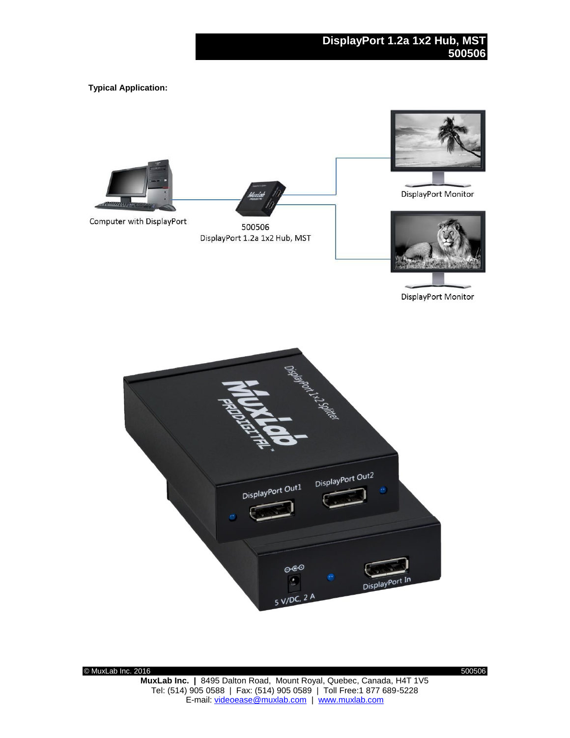**Typical Application:**

Computer with DisplayPort

500506
DisplayPort 1.2a 1x2 Hub, MST

DisplayPort Monitor

DisplayPort Monitor

DisplayPort 1x2 Splitter

DisplayPort Out1

DisplayPort Out2

5 V/DC, 2 A

DisplayPort In

© MuxLab Inc. 2016

**MuxLab Inc. |** 8495 Dalton Road, Mount Royal, Quebec, Canada, H4T 1V5
Tel: (514) 905 0588 | Fax: (514) 905 0589 | Toll Free:1 877 689-5228
E-mail: videoease@muxlab.com | www.muxlab.com